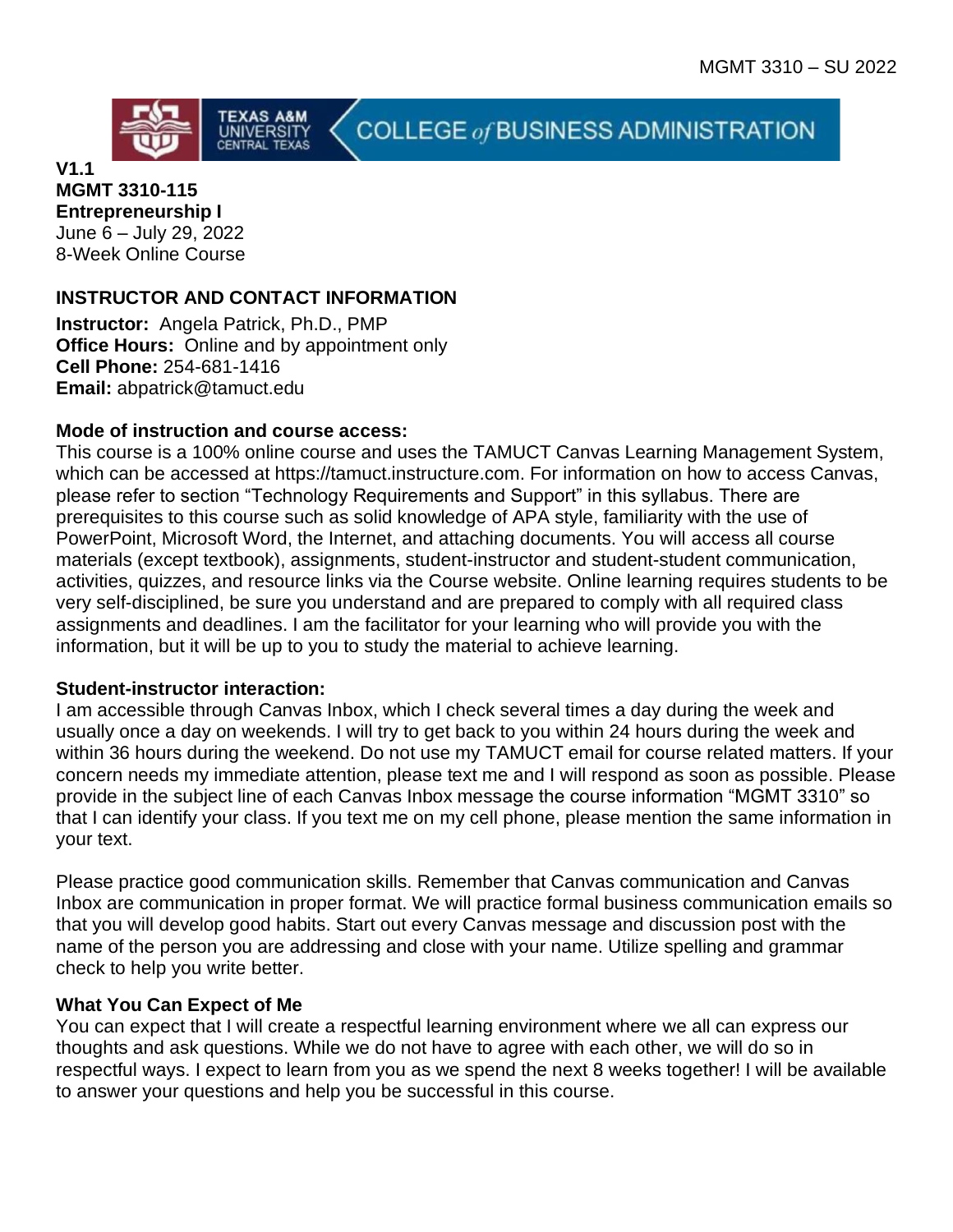V1.1
**MGMT 3310-115**
**Entrepreneurship I**
June 6 – July 29, 2022
8-Week Online Course

## INSTRUCTOR AND CONTACT INFORMATION

**Instructor:** Angela Patrick, Ph.D., PMP
**Office Hours:** Online and by appointment only
**Cell Phone:** 254-681-1416
**Email:** abpatrick@tamuct.edu

### Mode of instruction and course access:

This course is a 100% online course and uses the TAMUCT Canvas Learning Management System, which can be accessed at https://tamuct.instructure.com. For information on how to access Canvas, please refer to section "Technology Requirements and Support" in this syllabus. There are prerequisites to this course such as solid knowledge of APA style, familiarity with the use of PowerPoint, Microsoft Word, the Internet, and attaching documents. You will access all course materials (except textbook), assignments, student-instructor and student-student communication, activities, quizzes, and resource links via the Course website. Online learning requires students to be very self-disciplined, be sure you understand and are prepared to comply with all required class assignments and deadlines. I am the facilitator for your learning who will provide you with the information, but it will be up to you to study the material to achieve learning.

### Student-instructor interaction:

I am accessible through Canvas Inbox, which I check several times a day during the week and usually once a day on weekends. I will try to get back to you within 24 hours during the week and within 36 hours during the weekend. Do not use my TAMUCT email for course related matters. If your concern needs my immediate attention, please text me and I will respond as soon as possible. Please provide in the subject line of each Canvas Inbox message the course information "MGMT 3310" so that I can identify your class. If you text me on my cell phone, please mention the same information in your text.

Please practice good communication skills. Remember that Canvas communication and Canvas Inbox are communication in proper format. We will practice formal business communication emails so that you will develop good habits. Start out every Canvas message and discussion post with the name of the person you are addressing and close with your name. Utilize spelling and grammar check to help you write better.

### What You Can Expect of Me

You can expect that I will create a respectful learning environment where we all can express our thoughts and ask questions. While we do not have to agree with each other, we will do so in respectful ways. I expect to learn from you as we spend the next 8 weeks together! I will be available to answer your questions and help you be successful in this course.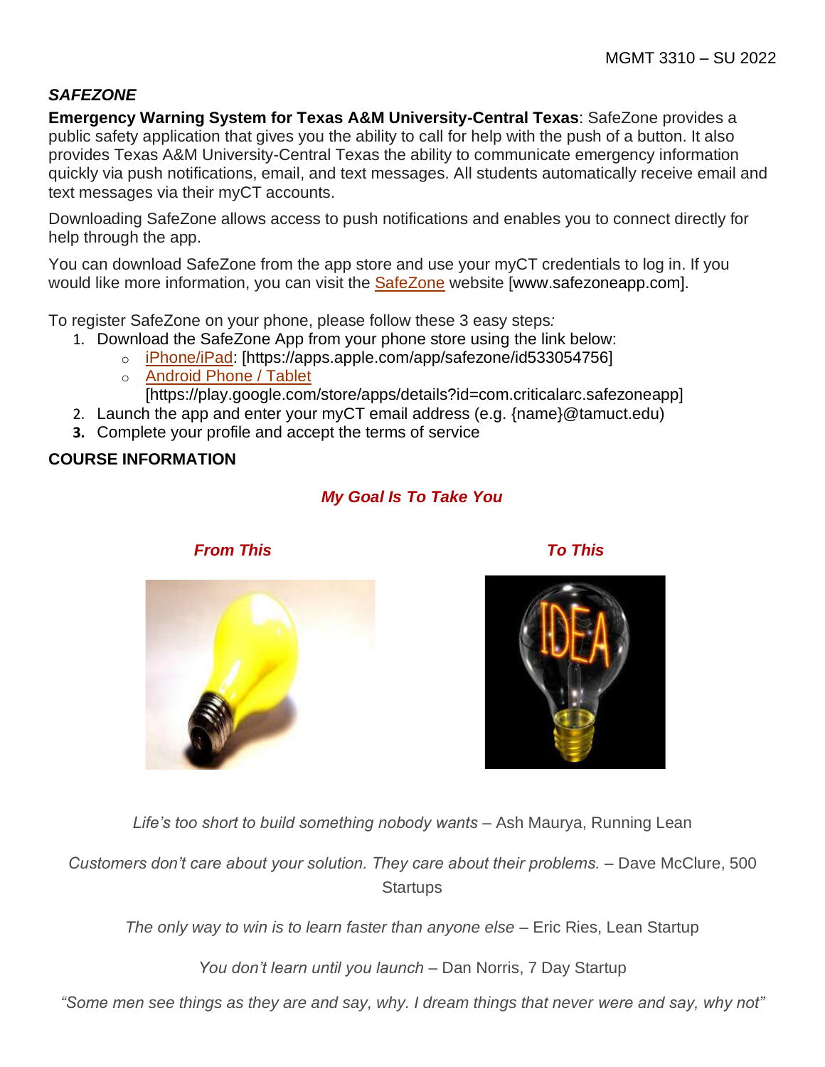### *SAFEZONE*

**Emergency Warning System for Texas A&M University-Central Texas**: SafeZone provides a public safety application that gives you the ability to call for help with the push of a button. It also provides Texas A&M University-Central Texas the ability to communicate emergency information quickly via push notifications, email, and text messages. All students automatically receive email and text messages via their myCT accounts.

Downloading SafeZone allows access to push notifications and enables you to connect directly for help through the app.

You can download SafeZone from the app store and use your myCT credentials to log in. If you would like more information, you can visit the SafeZone website [www.safezoneapp.com].

To register SafeZone on your phone, please follow these 3 easy steps*:*

1. Download the SafeZone App from your phone store using the link below:
   - iPhone/iPad: [https://apps.apple.com/app/safezone/id533054756]
   - Android Phone / Tablet [https://play.google.com/store/apps/details?id=com.criticalarc.safezoneapp]
2. Launch the app and enter your myCT email address (e.g. {name}@tamuct.edu)
3. Complete your profile and accept the terms of service

## COURSE INFORMATION

***My Goal Is To Take You***

***From This*** ***To This***

*Life's too short to build something nobody wants* – Ash Maurya, Running Lean

*Customers don't care about your solution. They care about their problems.* – Dave McClure, 500 Startups

*The only way to win is to learn faster than anyone else* – Eric Ries, Lean Startup

*You don't learn until you launch* – Dan Norris, 7 Day Startup

*"Some men see things as they are and say, why. I dream things that never were and say, why not"*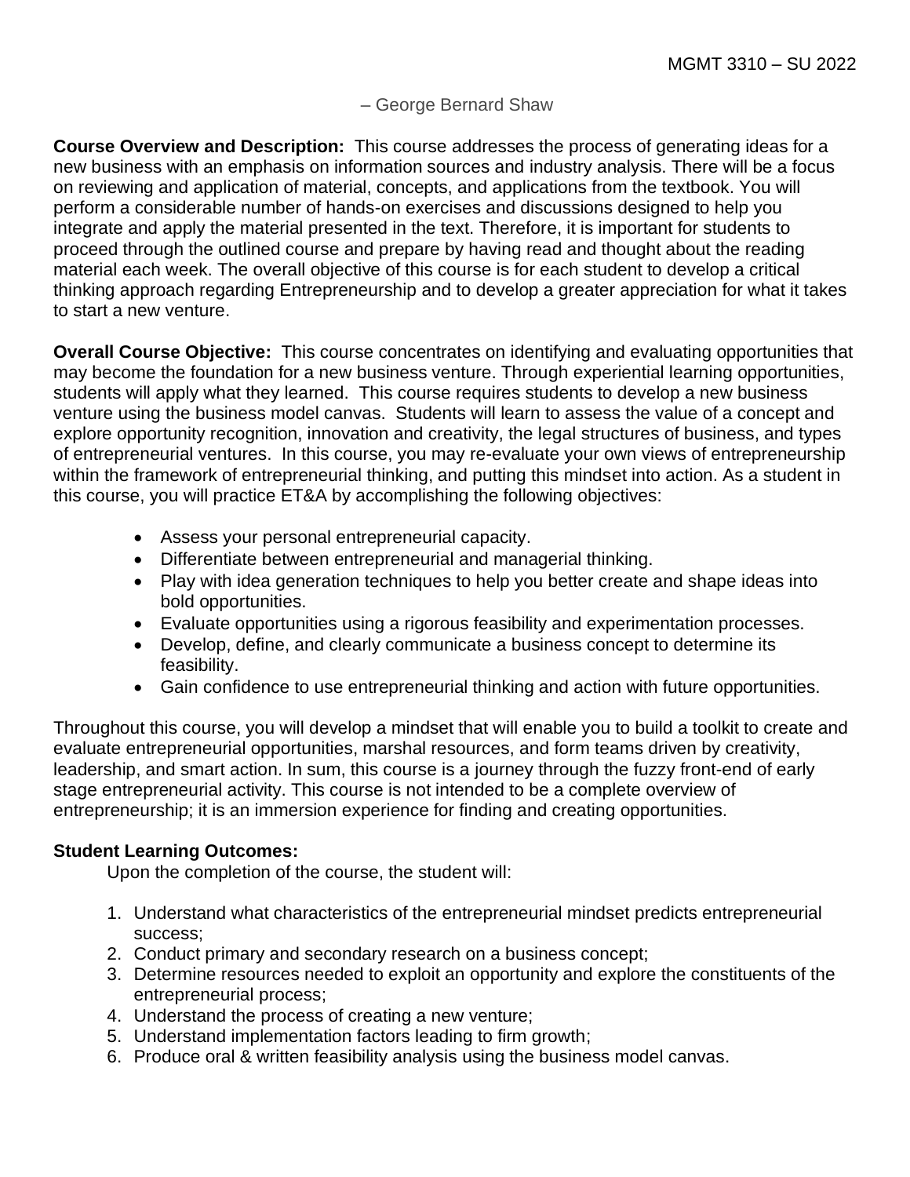– George Bernard Shaw

**Course Overview and Description:** This course addresses the process of generating ideas for a new business with an emphasis on information sources and industry analysis. There will be a focus on reviewing and application of material, concepts, and applications from the textbook. You will perform a considerable number of hands-on exercises and discussions designed to help you integrate and apply the material presented in the text. Therefore, it is important for students to proceed through the outlined course and prepare by having read and thought about the reading material each week. The overall objective of this course is for each student to develop a critical thinking approach regarding Entrepreneurship and to develop a greater appreciation for what it takes to start a new venture.

**Overall Course Objective:** This course concentrates on identifying and evaluating opportunities that may become the foundation for a new business venture. Through experiential learning opportunities, students will apply what they learned. This course requires students to develop a new business venture using the business model canvas. Students will learn to assess the value of a concept and explore opportunity recognition, innovation and creativity, the legal structures of business, and types of entrepreneurial ventures. In this course, you may re-evaluate your own views of entrepreneurship within the framework of entrepreneurial thinking, and putting this mindset into action. As a student in this course, you will practice ET&A by accomplishing the following objectives:

- Assess your personal entrepreneurial capacity.
- Differentiate between entrepreneurial and managerial thinking.
- Play with idea generation techniques to help you better create and shape ideas into bold opportunities.
- Evaluate opportunities using a rigorous feasibility and experimentation processes.
- Develop, define, and clearly communicate a business concept to determine its feasibility.
- Gain confidence to use entrepreneurial thinking and action with future opportunities.

Throughout this course, you will develop a mindset that will enable you to build a toolkit to create and evaluate entrepreneurial opportunities, marshal resources, and form teams driven by creativity, leadership, and smart action. In sum, this course is a journey through the fuzzy front-end of early stage entrepreneurial activity. This course is not intended to be a complete overview of entrepreneurship; it is an immersion experience for finding and creating opportunities.

**Student Learning Outcomes:**

Upon the completion of the course, the student will:

1. Understand what characteristics of the entrepreneurial mindset predicts entrepreneurial success;
2. Conduct primary and secondary research on a business concept;
3. Determine resources needed to exploit an opportunity and explore the constituents of the entrepreneurial process;
4. Understand the process of creating a new venture;
5. Understand implementation factors leading to firm growth;
6. Produce oral & written feasibility analysis using the business model canvas.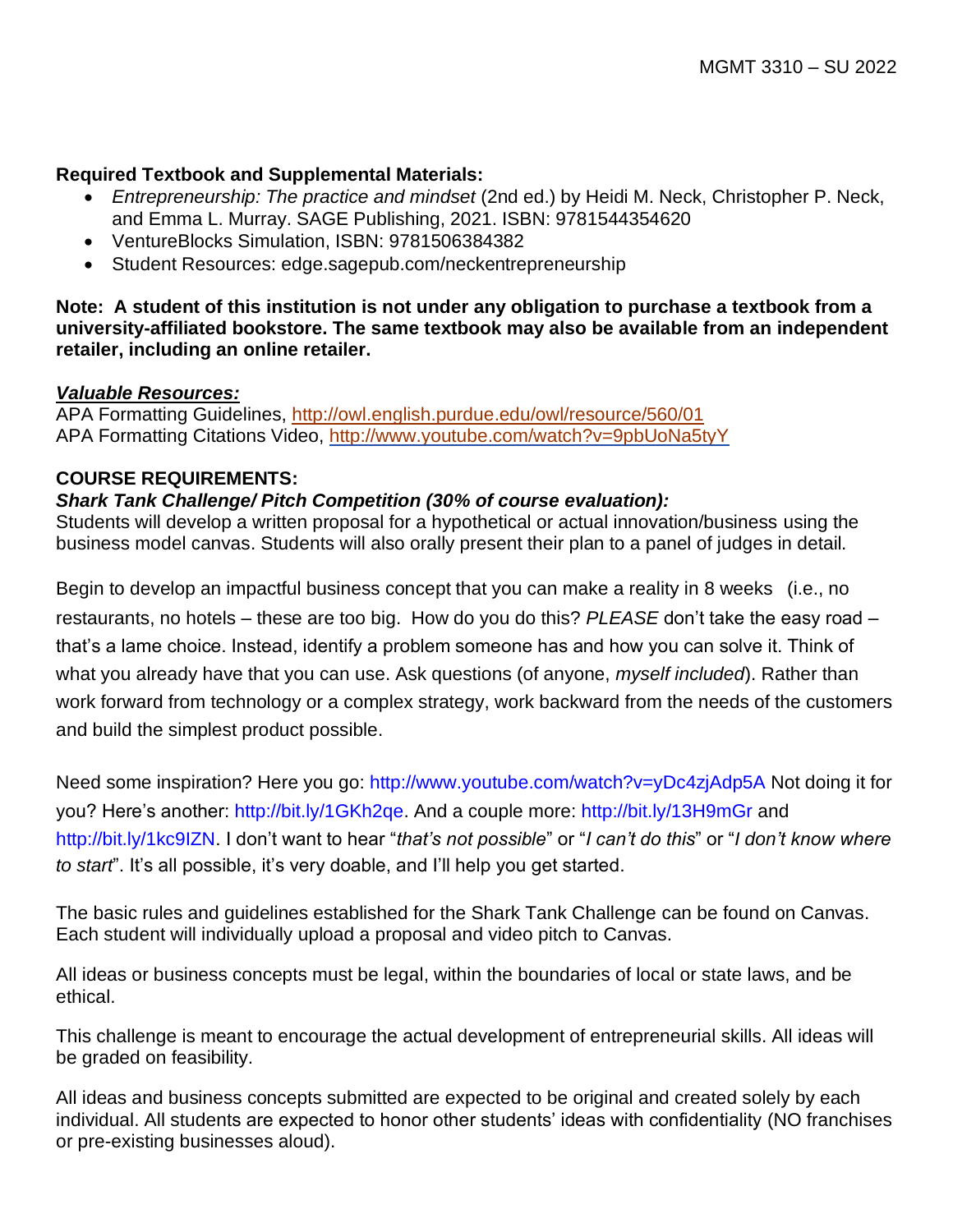**Required Textbook and Supplemental Materials:**

- *Entrepreneurship: The practice and mindset* (2nd ed.) by Heidi M. Neck, Christopher P. Neck, and Emma L. Murray. SAGE Publishing, 2021. ISBN: 9781544354620
- VentureBlocks Simulation, ISBN: 9781506384382
- Student Resources: edge.sagepub.com/neckentrepreneurship

**Note: A student of this institution is not under any obligation to purchase a textbook from a university-affiliated bookstore. The same textbook may also be available from an independent retailer, including an online retailer.**

***Valuable Resources:***

APA Formatting Guidelines, http://owl.english.purdue.edu/owl/resource/560/01
APA Formatting Citations Video, http://www.youtube.com/watch?v=9pbUoNa5tyY

**COURSE REQUIREMENTS:**

***Shark Tank Challenge/ Pitch Competition (30% of course evaluation):***

Students will develop a written proposal for a hypothetical or actual innovation/business using the business model canvas. Students will also orally present their plan to a panel of judges in detail.

Begin to develop an impactful business concept that you can make a reality in 8 weeks (i.e., no restaurants, no hotels – these are too big. How do you do this? *PLEASE* don't take the easy road – that's a lame choice. Instead, identify a problem someone has and how you can solve it. Think of what you already have that you can use. Ask questions (of anyone, *myself included*). Rather than work forward from technology or a complex strategy, work backward from the needs of the customers and build the simplest product possible.

Need some inspiration? Here you go: http://www.youtube.com/watch?v=yDc4zjAdp5A Not doing it for you? Here's another: http://bit.ly/1GKh2qe. And a couple more: http://bit.ly/13H9mGr and http://bit.ly/1kc9IZN. I don't want to hear "*that's not possible*" or "*I can't do this*" or "*I don't know where to start*". It's all possible, it's very doable, and I'll help you get started.

The basic rules and guidelines established for the Shark Tank Challenge can be found on Canvas. Each student will individually upload a proposal and video pitch to Canvas.

All ideas or business concepts must be legal, within the boundaries of local or state laws, and be ethical.

This challenge is meant to encourage the actual development of entrepreneurial skills. All ideas will be graded on feasibility.

All ideas and business concepts submitted are expected to be original and created solely by each individual. All students are expected to honor other students' ideas with confidentiality (NO franchises or pre-existing businesses aloud).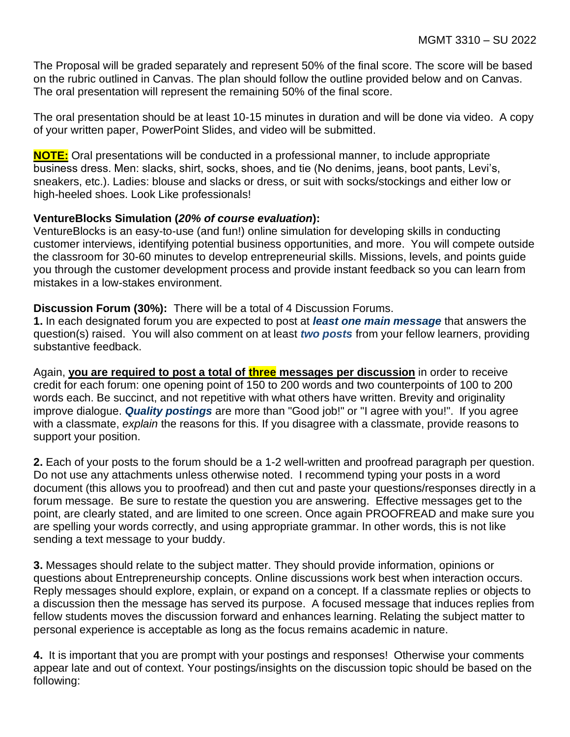The Proposal will be graded separately and represent 50% of the final score. The score will be based on the rubric outlined in Canvas. The plan should follow the outline provided below and on Canvas. The oral presentation will represent the remaining 50% of the final score.

The oral presentation should be at least 10-15 minutes in duration and will be done via video. A copy of your written paper, PowerPoint Slides, and video will be submitted.

**NOTE:** Oral presentations will be conducted in a professional manner, to include appropriate business dress. Men: slacks, shirt, socks, shoes, and tie (No denims, jeans, boot pants, Levi's, sneakers, etc.). Ladies: blouse and slacks or dress, or suit with socks/stockings and either low or high-heeled shoes. Look Like professionals!

**VentureBlocks Simulation (*20% of course evaluation*):**
VentureBlocks is an easy-to-use (and fun!) online simulation for developing skills in conducting customer interviews, identifying potential business opportunities, and more. You will compete outside the classroom for 30-60 minutes to develop entrepreneurial skills. Missions, levels, and points guide you through the customer development process and provide instant feedback so you can learn from mistakes in a low-stakes environment.

**Discussion Forum (30%):** There will be a total of 4 Discussion Forums.

**1.** In each designated forum you are expected to post at ***least one main message*** that answers the question(s) raised. You will also comment on at least ***two posts*** from your fellow learners, providing substantive feedback.

Again, **you are required to post a total of three messages per discussion** in order to receive credit for each forum: one opening point of 150 to 200 words and two counterpoints of 100 to 200 words each. Be succinct, and not repetitive with what others have written. Brevity and originality improve dialogue. ***Quality postings*** are more than "Good job!" or "I agree with you!". If you agree with a classmate, *explain* the reasons for this. If you disagree with a classmate, provide reasons to support your position.

**2.** Each of your posts to the forum should be a 1-2 well-written and proofread paragraph per question. Do not use any attachments unless otherwise noted. I recommend typing your posts in a word document (this allows you to proofread) and then cut and paste your questions/responses directly in a forum message. Be sure to restate the question you are answering. Effective messages get to the point, are clearly stated, and are limited to one screen. Once again PROOFREAD and make sure you are spelling your words correctly, and using appropriate grammar. In other words, this is not like sending a text message to your buddy.

**3.** Messages should relate to the subject matter. They should provide information, opinions or questions about Entrepreneurship concepts. Online discussions work best when interaction occurs. Reply messages should explore, explain, or expand on a concept. If a classmate replies or objects to a discussion then the message has served its purpose. A focused message that induces replies from fellow students moves the discussion forward and enhances learning. Relating the subject matter to personal experience is acceptable as long as the focus remains academic in nature.

**4.** It is important that you are prompt with your postings and responses! Otherwise your comments appear late and out of context. Your postings/insights on the discussion topic should be based on the following: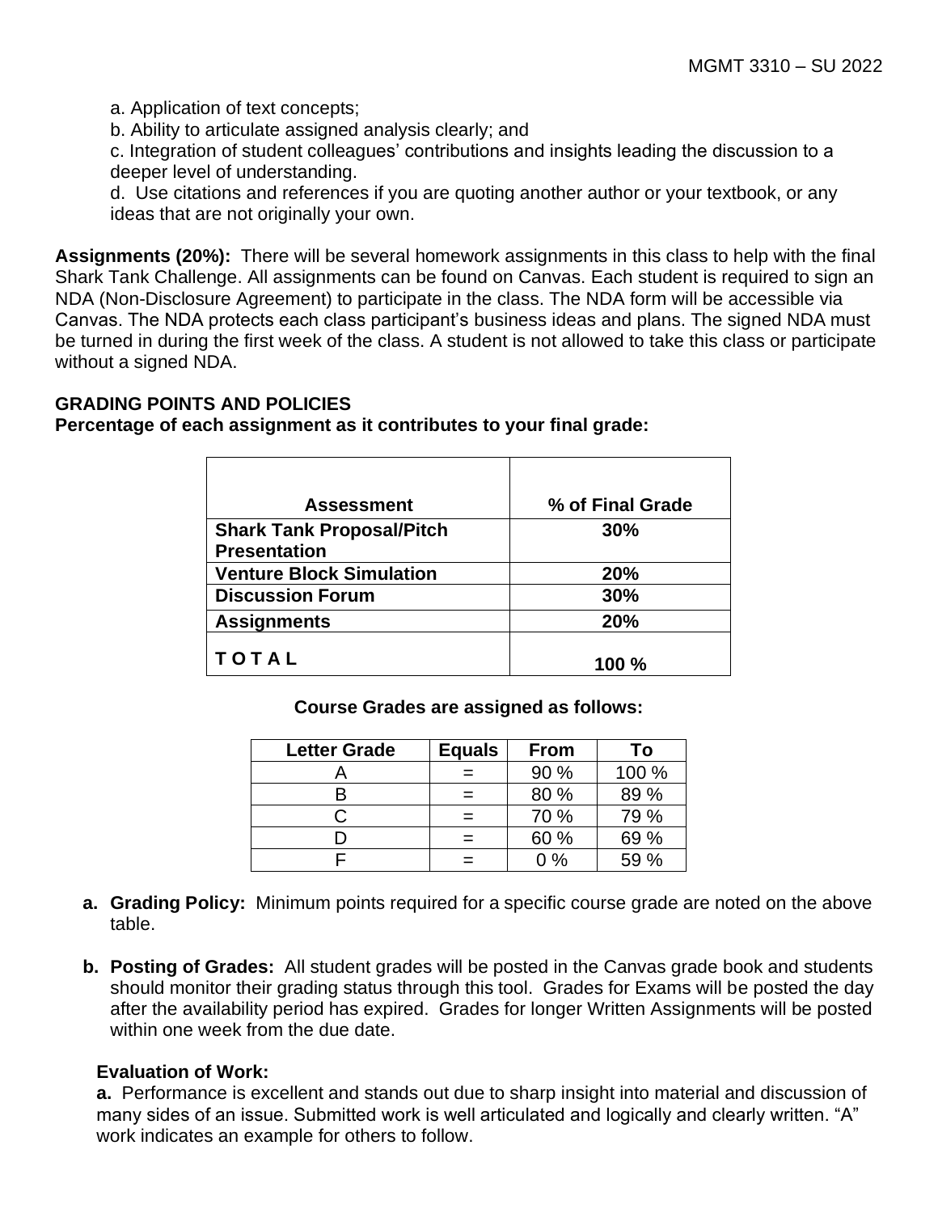a. Application of text concepts;

b. Ability to articulate assigned analysis clearly; and

c. Integration of student colleagues' contributions and insights leading the discussion to a deeper level of understanding.

d. Use citations and references if you are quoting another author or your textbook, or any ideas that are not originally your own.

**Assignments (20%):** There will be several homework assignments in this class to help with the final Shark Tank Challenge. All assignments can be found on Canvas. Each student is required to sign an NDA (Non-Disclosure Agreement) to participate in the class. The NDA form will be accessible via Canvas. The NDA protects each class participant's business ideas and plans. The signed NDA must be turned in during the first week of the class. A student is not allowed to take this class or participate without a signed NDA.

**GRADING POINTS AND POLICIES**

**Percentage of each assignment as it contributes to your final grade:**

| Assessment | % of Final Grade |
|---|---|
| **Shark Tank Proposal/Pitch Presentation** | **30%** |
| **Venture Block Simulation** | **20%** |
| **Discussion Forum** | **30%** |
| **Assignments** | **20%** |
| **T O T A L** | **100 %** |

**Course Grades are assigned as follows:**

| Letter Grade | Equals | From | To |
|---|---|---|---|
| A | = | 90 % | 100 % |
| B | = | 80 % | 89 % |
| C | = | 70 % | 79 % |
| D | = | 60 % | 69 % |
| F | = | 0 % | 59 % |

a. **Grading Policy:** Minimum points required for a specific course grade are noted on the above table.

b. **Posting of Grades:** All student grades will be posted in the Canvas grade book and students should monitor their grading status through this tool. Grades for Exams will be posted the day after the availability period has expired. Grades for longer Written Assignments will be posted within one week from the due date.

**Evaluation of Work:**

**a.** Performance is excellent and stands out due to sharp insight into material and discussion of many sides of an issue. Submitted work is well articulated and logically and clearly written. "A" work indicates an example for others to follow.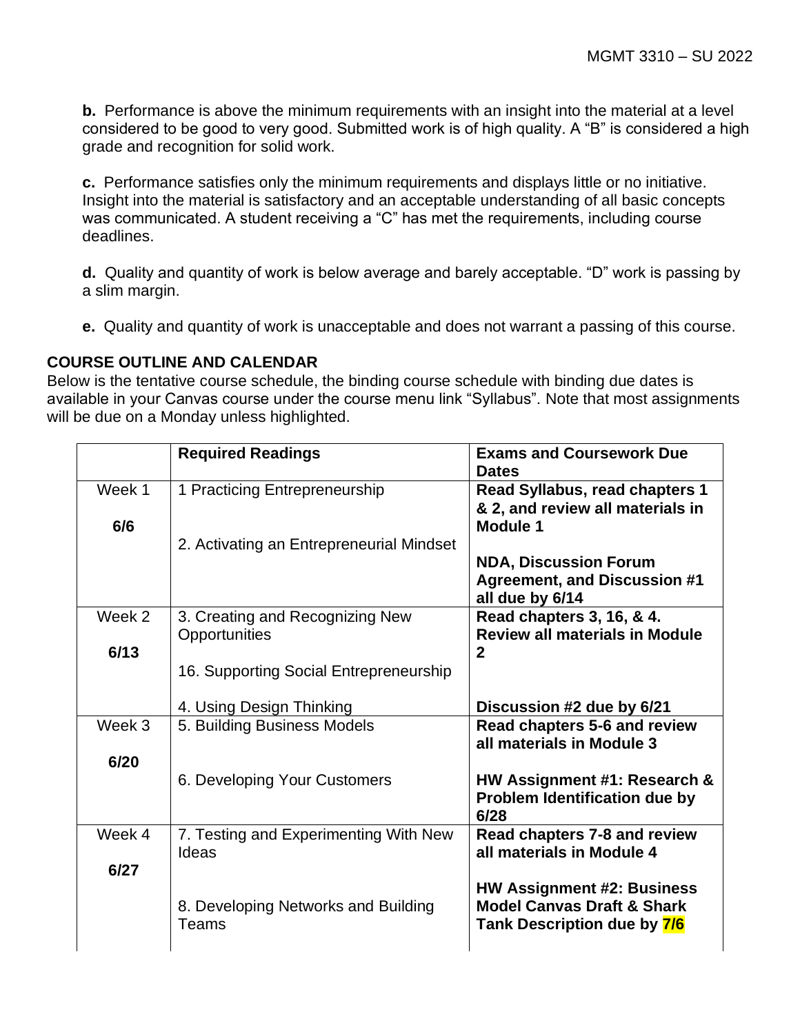**b.** Performance is above the minimum requirements with an insight into the material at a level considered to be good to very good. Submitted work is of high quality. A "B" is considered a high grade and recognition for solid work.

**c.** Performance satisfies only the minimum requirements and displays little or no initiative. Insight into the material is satisfactory and an acceptable understanding of all basic concepts was communicated. A student receiving a "C" has met the requirements, including course deadlines.

**d.** Quality and quantity of work is below average and barely acceptable. "D" work is passing by a slim margin.

**e.** Quality and quantity of work is unacceptable and does not warrant a passing of this course.

## COURSE OUTLINE AND CALENDAR

Below is the tentative course schedule, the binding course schedule with binding due dates is available in your Canvas course under the course menu link "Syllabus". Note that most assignments will be due on a Monday unless highlighted.

| | Required Readings | Exams and Coursework Due Dates |
|---|---|---|
| Week 1<br><br>**6/6** | 1 Practicing Entrepreneurship<br><br>2. Activating an Entrepreneurial Mindset | **Read Syllabus, read chapters 1 & 2, and review all materials in Module 1**<br><br>**NDA, Discussion Forum Agreement, and Discussion #1 all due by 6/14** |
| Week 2<br><br>**6/13** | 3. Creating and Recognizing New Opportunities<br><br>16. Supporting Social Entrepreneurship<br><br>4. Using Design Thinking | **Read chapters 3, 16, & 4. Review all materials in Module 2**<br><br>**Discussion #2 due by 6/21** |
| Week 3<br><br>**6/20** | 5. Building Business Models<br><br>6. Developing Your Customers | **Read chapters 5-6 and review all materials in Module 3**<br><br>**HW Assignment #1: Research & Problem Identification due by 6/28** |
| Week 4<br><br>**6/27** | 7. Testing and Experimenting With New Ideas<br><br>8. Developing Networks and Building Teams | **Read chapters 7-8 and review all materials in Module 4**<br><br>**HW Assignment #2: Business Model Canvas Draft & Shark Tank Description due by 7/6** |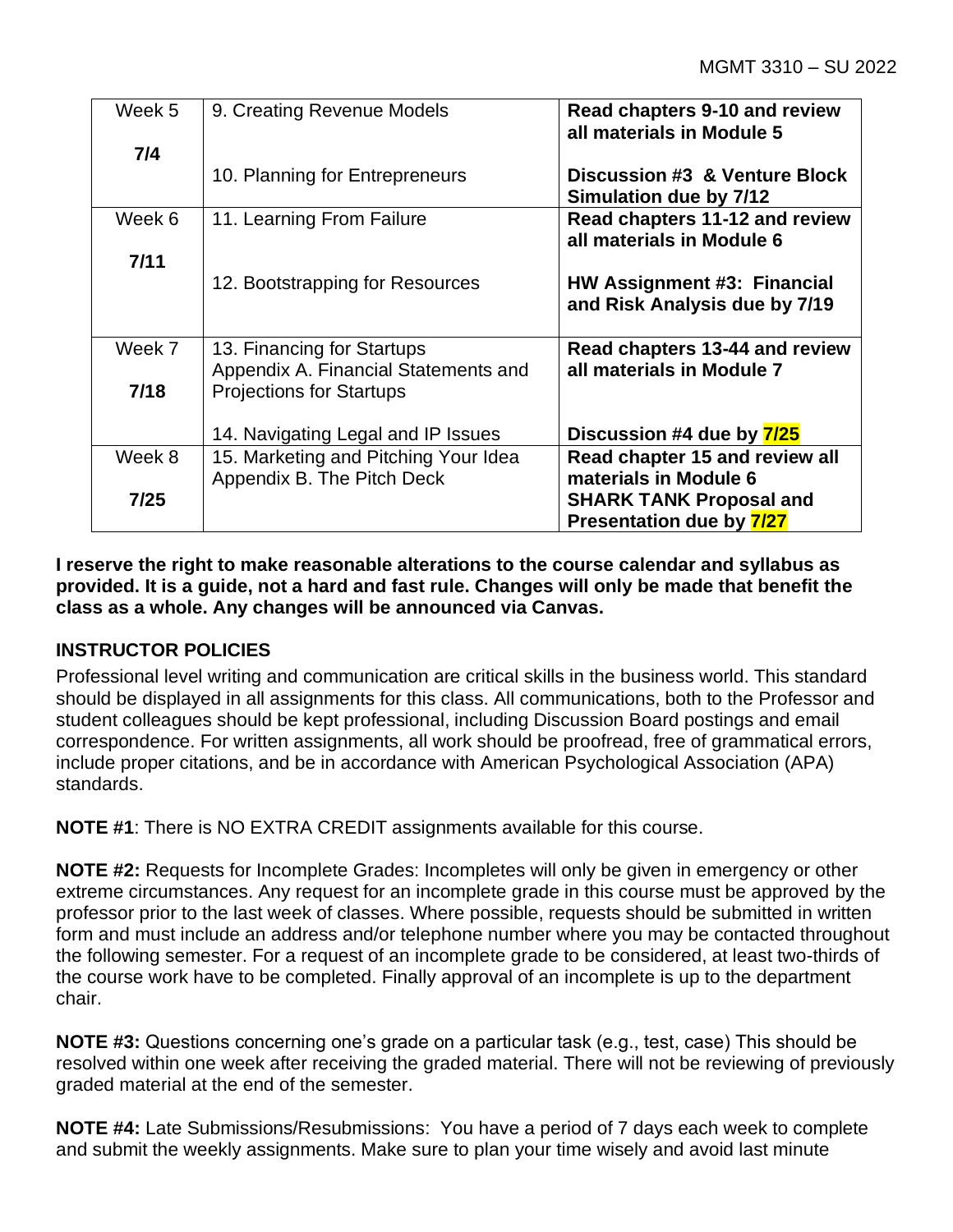| Week 5<br><br>**7/4** | 9. Creating Revenue Models<br><br>10. Planning for Entrepreneurs | **Read chapters 9-10 and review all materials in Module 5**<br><br>**Discussion #3 & Venture Block Simulation due by 7/12** |
|---|---|---|
| Week 6<br><br>**7/11** | 11. Learning From Failure<br><br>12. Bootstrapping for Resources | **Read chapters 11-12 and review all materials in Module 6**<br><br>**HW Assignment #3: Financial and Risk Analysis due by 7/19** |
| Week 7<br><br>**7/18** | 13. Financing for Startups<br>Appendix A. Financial Statements and Projections for Startups<br><br>14. Navigating Legal and IP Issues | **Read chapters 13-44 and review all materials in Module 7**<br><br>**Discussion #4 due by 7/25** |
| Week 8<br><br>**7/25** | 15. Marketing and Pitching Your Idea<br>Appendix B. The Pitch Deck | **Read chapter 15 and review all materials in Module 6**<br>**SHARK TANK Proposal and Presentation due by 7/27** |

**I reserve the right to make reasonable alterations to the course calendar and syllabus as provided. It is a guide, not a hard and fast rule. Changes will only be made that benefit the class as a whole. Any changes will be announced via Canvas.**

## INSTRUCTOR POLICIES

Professional level writing and communication are critical skills in the business world. This standard should be displayed in all assignments for this class. All communications, both to the Professor and student colleagues should be kept professional, including Discussion Board postings and email correspondence. For written assignments, all work should be proofread, free of grammatical errors, include proper citations, and be in accordance with American Psychological Association (APA) standards.

**NOTE #1**: There is NO EXTRA CREDIT assignments available for this course.

**NOTE #2:** Requests for Incomplete Grades: Incompletes will only be given in emergency or other extreme circumstances. Any request for an incomplete grade in this course must be approved by the professor prior to the last week of classes. Where possible, requests should be submitted in written form and must include an address and/or telephone number where you may be contacted throughout the following semester. For a request of an incomplete grade to be considered, at least two-thirds of the course work have to be completed. Finally approval of an incomplete is up to the department chair.

**NOTE #3:** Questions concerning one's grade on a particular task (e.g., test, case) This should be resolved within one week after receiving the graded material. There will not be reviewing of previously graded material at the end of the semester.

**NOTE #4:** Late Submissions/Resubmissions: You have a period of 7 days each week to complete and submit the weekly assignments. Make sure to plan your time wisely and avoid last minute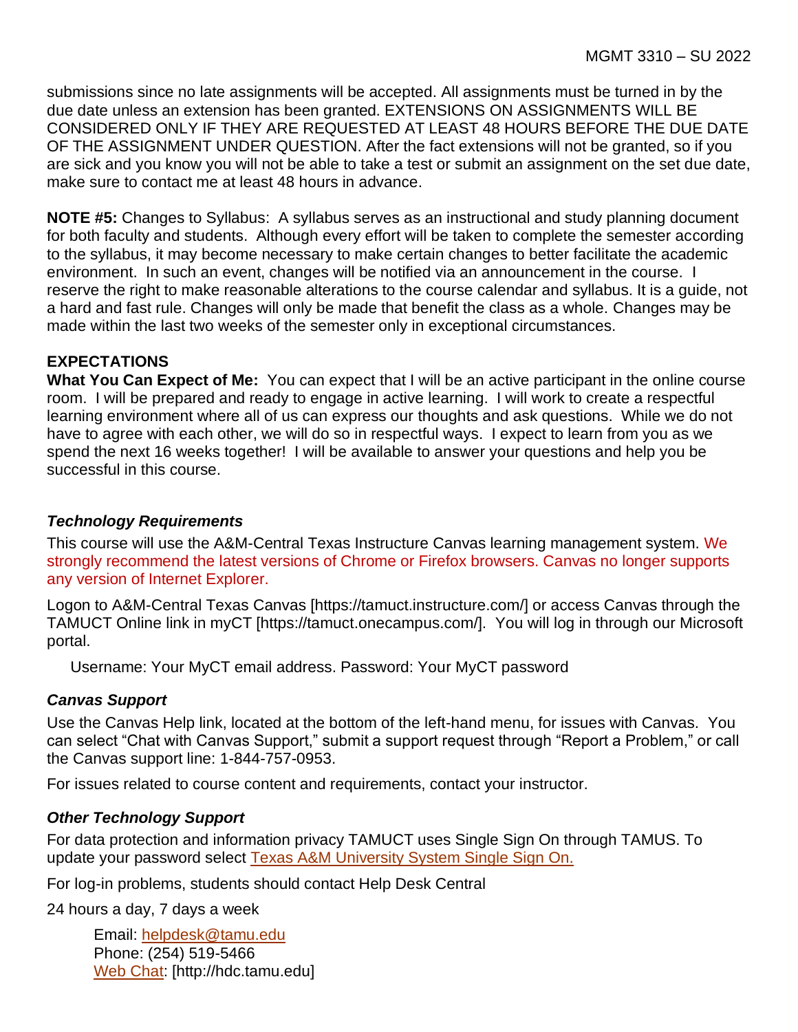submissions since no late assignments will be accepted. All assignments must be turned in by the due date unless an extension has been granted. EXTENSIONS ON ASSIGNMENTS WILL BE CONSIDERED ONLY IF THEY ARE REQUESTED AT LEAST 48 HOURS BEFORE THE DUE DATE OF THE ASSIGNMENT UNDER QUESTION. After the fact extensions will not be granted, so if you are sick and you know you will not be able to take a test or submit an assignment on the set due date, make sure to contact me at least 48 hours in advance.

**NOTE #5:** Changes to Syllabus: A syllabus serves as an instructional and study planning document for both faculty and students. Although every effort will be taken to complete the semester according to the syllabus, it may become necessary to make certain changes to better facilitate the academic environment. In such an event, changes will be notified via an announcement in the course. I reserve the right to make reasonable alterations to the course calendar and syllabus. It is a guide, not a hard and fast rule. Changes will only be made that benefit the class as a whole. Changes may be made within the last two weeks of the semester only in exceptional circumstances.

## EXPECTATIONS

**What You Can Expect of Me:** You can expect that I will be an active participant in the online course room. I will be prepared and ready to engage in active learning. I will work to create a respectful learning environment where all of us can express our thoughts and ask questions. While we do not have to agree with each other, we will do so in respectful ways. I expect to learn from you as we spend the next 16 weeks together! I will be available to answer your questions and help you be successful in this course.

### *Technology Requirements*

This course will use the A&M-Central Texas Instructure Canvas learning management system. We strongly recommend the latest versions of Chrome or Firefox browsers. Canvas no longer supports any version of Internet Explorer.

Logon to A&M-Central Texas Canvas [https://tamuct.instructure.com/] or access Canvas through the TAMUCT Online link in myCT [https://tamuct.onecampus.com/]. You will log in through our Microsoft portal.

Username: Your MyCT email address. Password: Your MyCT password

### *Canvas Support*

Use the Canvas Help link, located at the bottom of the left-hand menu, for issues with Canvas. You can select "Chat with Canvas Support," submit a support request through "Report a Problem," or call the Canvas support line: 1-844-757-0953.

For issues related to course content and requirements, contact your instructor.

### *Other Technology Support*

For data protection and information privacy TAMUCT uses Single Sign On through TAMUS. To update your password select Texas A&M University System Single Sign On.

For log-in problems, students should contact Help Desk Central

24 hours a day, 7 days a week

Email: helpdesk@tamu.edu
Phone: (254) 519-5466
Web Chat: [http://hdc.tamu.edu]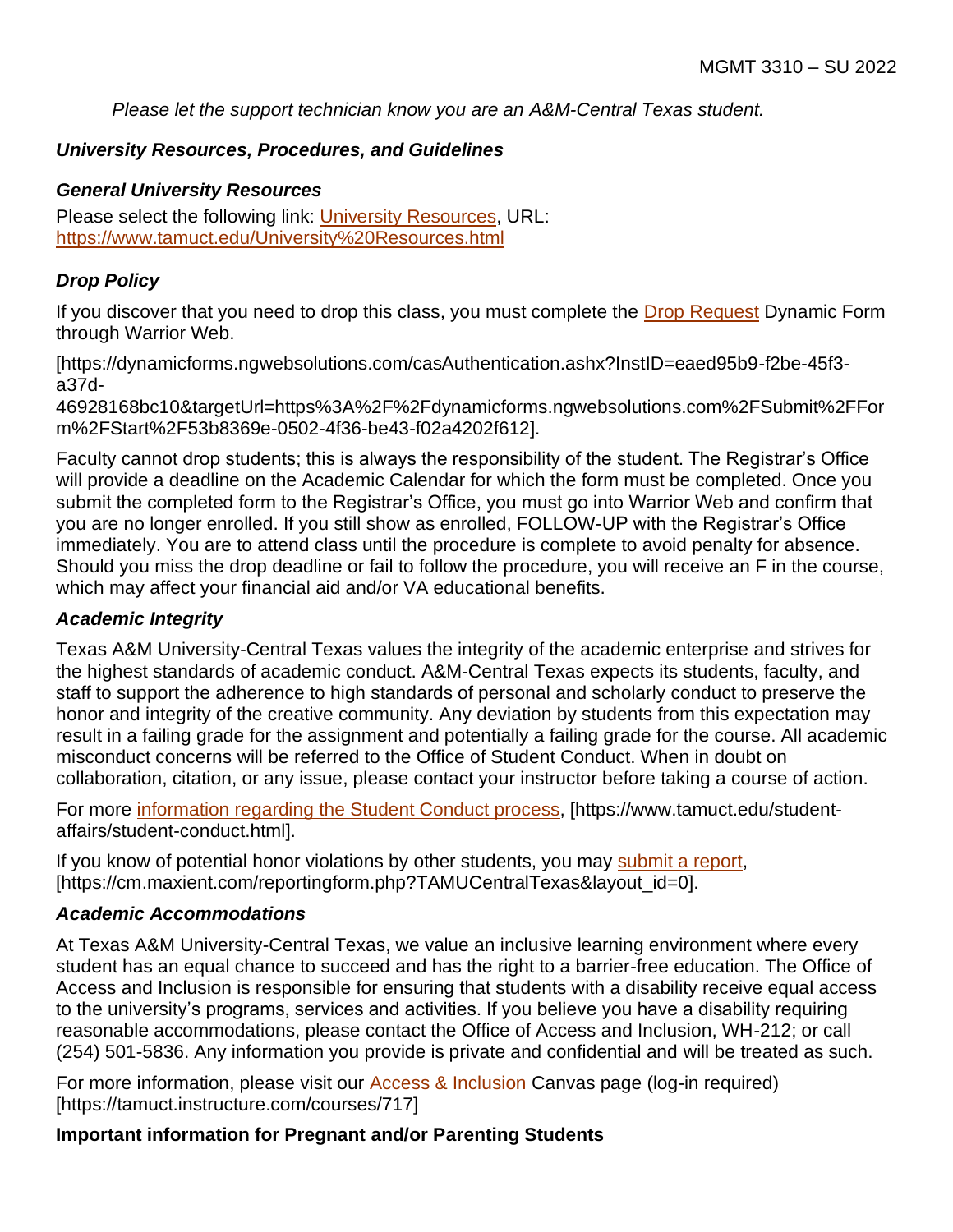*Please let the support technician know you are an A&M-Central Texas student.*

### *University Resources, Procedures, and Guidelines*

#### *General University Resources*

Please select the following link: University Resources, URL: https://www.tamuct.edu/University%20Resources.html

#### *Drop Policy*

If you discover that you need to drop this class, you must complete the Drop Request Dynamic Form through Warrior Web.

[https://dynamicforms.ngwebsolutions.com/casAuthentication.ashx?InstID=eaed95b9-f2be-45f3-a37d-46928168bc10&targetUrl=https%3A%2F%2Fdynamicforms.ngwebsolutions.com%2FSubmit%2FForm%2FStart%2F53b8369e-0502-4f36-be43-f02a4202f612].

Faculty cannot drop students; this is always the responsibility of the student. The Registrar's Office will provide a deadline on the Academic Calendar for which the form must be completed. Once you submit the completed form to the Registrar's Office, you must go into Warrior Web and confirm that you are no longer enrolled. If you still show as enrolled, FOLLOW-UP with the Registrar's Office immediately. You are to attend class until the procedure is complete to avoid penalty for absence. Should you miss the drop deadline or fail to follow the procedure, you will receive an F in the course, which may affect your financial aid and/or VA educational benefits.

#### *Academic Integrity*

Texas A&M University-Central Texas values the integrity of the academic enterprise and strives for the highest standards of academic conduct. A&M-Central Texas expects its students, faculty, and staff to support the adherence to high standards of personal and scholarly conduct to preserve the honor and integrity of the creative community. Any deviation by students from this expectation may result in a failing grade for the assignment and potentially a failing grade for the course. All academic misconduct concerns will be referred to the Office of Student Conduct. When in doubt on collaboration, citation, or any issue, please contact your instructor before taking a course of action.

For more information regarding the Student Conduct process, [https://www.tamuct.edu/student-affairs/student-conduct.html].

If you know of potential honor violations by other students, you may submit a report, [https://cm.maxient.com/reportingform.php?TAMUCentralTexas&layout_id=0].

#### *Academic Accommodations*

At Texas A&M University-Central Texas, we value an inclusive learning environment where every student has an equal chance to succeed and has the right to a barrier-free education. The Office of Access and Inclusion is responsible for ensuring that students with a disability receive equal access to the university's programs, services and activities. If you believe you have a disability requiring reasonable accommodations, please contact the Office of Access and Inclusion, WH-212; or call (254) 501-5836. Any information you provide is private and confidential and will be treated as such.

For more information, please visit our Access & Inclusion Canvas page (log-in required) [https://tamuct.instructure.com/courses/717]

**Important information for Pregnant and/or Parenting Students**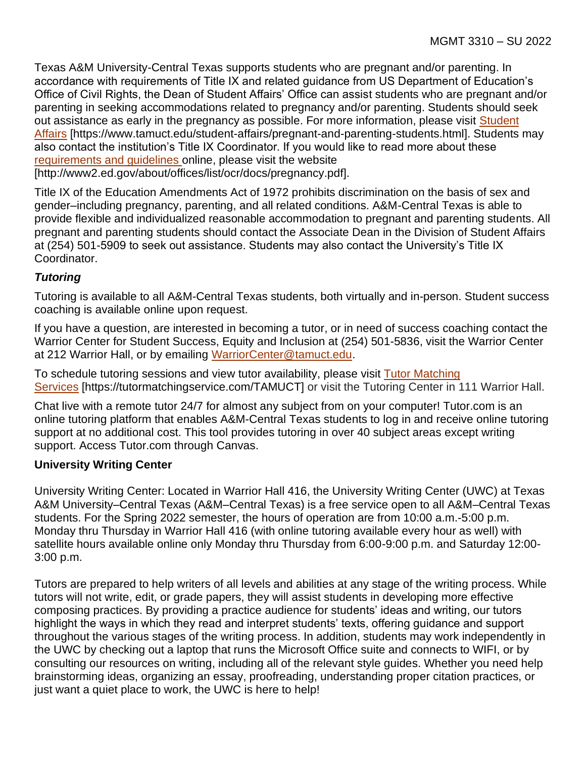Texas A&M University-Central Texas supports students who are pregnant and/or parenting. In accordance with requirements of Title IX and related guidance from US Department of Education's Office of Civil Rights, the Dean of Student Affairs' Office can assist students who are pregnant and/or parenting in seeking accommodations related to pregnancy and/or parenting. Students should seek out assistance as early in the pregnancy as possible. For more information, please visit Student Affairs [https://www.tamuct.edu/student-affairs/pregnant-and-parenting-students.html]. Students may also contact the institution's Title IX Coordinator. If you would like to read more about these requirements and guidelines online, please visit the website [http://www2.ed.gov/about/offices/list/ocr/docs/pregnancy.pdf].

Title IX of the Education Amendments Act of 1972 prohibits discrimination on the basis of sex and gender–including pregnancy, parenting, and all related conditions. A&M-Central Texas is able to provide flexible and individualized reasonable accommodation to pregnant and parenting students. All pregnant and parenting students should contact the Associate Dean in the Division of Student Affairs at (254) 501-5909 to seek out assistance. Students may also contact the University's Title IX Coordinator.

### *Tutoring*

Tutoring is available to all A&M-Central Texas students, both virtually and in-person. Student success coaching is available online upon request.

If you have a question, are interested in becoming a tutor, or in need of success coaching contact the Warrior Center for Student Success, Equity and Inclusion at (254) 501-5836, visit the Warrior Center at 212 Warrior Hall, or by emailing WarriorCenter@tamuct.edu.

To schedule tutoring sessions and view tutor availability, please visit Tutor Matching Services [https://tutormatchingservice.com/TAMUCT] or visit the Tutoring Center in 111 Warrior Hall.

Chat live with a remote tutor 24/7 for almost any subject from on your computer! Tutor.com is an online tutoring platform that enables A&M-Central Texas students to log in and receive online tutoring support at no additional cost. This tool provides tutoring in over 40 subject areas except writing support. Access Tutor.com through Canvas.

### University Writing Center

University Writing Center: Located in Warrior Hall 416, the University Writing Center (UWC) at Texas A&M University–Central Texas (A&M–Central Texas) is a free service open to all A&M–Central Texas students. For the Spring 2022 semester, the hours of operation are from 10:00 a.m.-5:00 p.m. Monday thru Thursday in Warrior Hall 416 (with online tutoring available every hour as well) with satellite hours available online only Monday thru Thursday from 6:00-9:00 p.m. and Saturday 12:00-3:00 p.m.

Tutors are prepared to help writers of all levels and abilities at any stage of the writing process. While tutors will not write, edit, or grade papers, they will assist students in developing more effective composing practices. By providing a practice audience for students' ideas and writing, our tutors highlight the ways in which they read and interpret students' texts, offering guidance and support throughout the various stages of the writing process. In addition, students may work independently in the UWC by checking out a laptop that runs the Microsoft Office suite and connects to WIFI, or by consulting our resources on writing, including all of the relevant style guides. Whether you need help brainstorming ideas, organizing an essay, proofreading, understanding proper citation practices, or just want a quiet place to work, the UWC is here to help!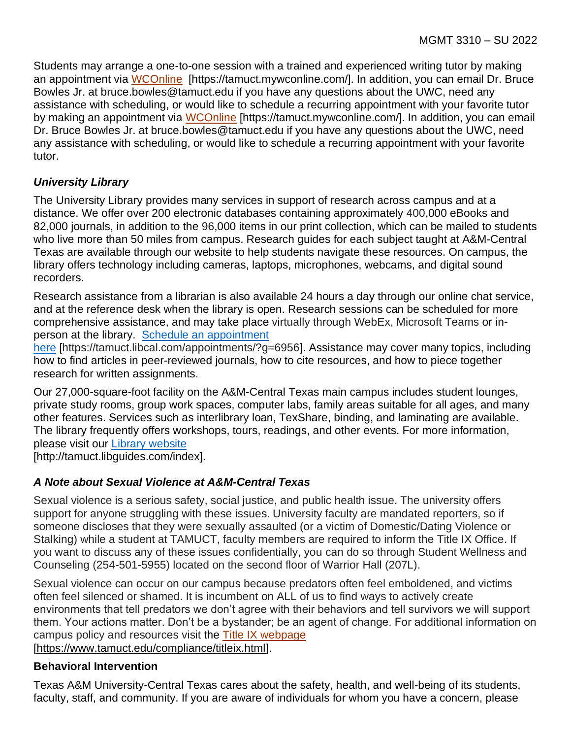Students may arrange a one-to-one session with a trained and experienced writing tutor by making an appointment via WCOnline [https://tamuct.mywconline.com/]. In addition, you can email Dr. Bruce Bowles Jr. at bruce.bowles@tamuct.edu if you have any questions about the UWC, need any assistance with scheduling, or would like to schedule a recurring appointment with your favorite tutor by making an appointment via WCOnline [https://tamuct.mywconline.com/]. In addition, you can email Dr. Bruce Bowles Jr. at bruce.bowles@tamuct.edu if you have any questions about the UWC, need any assistance with scheduling, or would like to schedule a recurring appointment with your favorite tutor.

### *University Library*

The University Library provides many services in support of research across campus and at a distance. We offer over 200 electronic databases containing approximately 400,000 eBooks and 82,000 journals, in addition to the 96,000 items in our print collection, which can be mailed to students who live more than 50 miles from campus. Research guides for each subject taught at A&M-Central Texas are available through our website to help students navigate these resources. On campus, the library offers technology including cameras, laptops, microphones, webcams, and digital sound recorders.

Research assistance from a librarian is also available 24 hours a day through our online chat service, and at the reference desk when the library is open. Research sessions can be scheduled for more comprehensive assistance, and may take place virtually through WebEx, Microsoft Teams or in-person at the library. Schedule an appointment here [https://tamuct.libcal.com/appointments/?g=6956]. Assistance may cover many topics, including how to find articles in peer-reviewed journals, how to cite resources, and how to piece together research for written assignments.

Our 27,000-square-foot facility on the A&M-Central Texas main campus includes student lounges, private study rooms, group work spaces, computer labs, family areas suitable for all ages, and many other features. Services such as interlibrary loan, TexShare, binding, and laminating are available. The library frequently offers workshops, tours, readings, and other events. For more information, please visit our Library website [http://tamuct.libguides.com/index].

### *A Note about Sexual Violence at A&M-Central Texas*

Sexual violence is a serious safety, social justice, and public health issue. The university offers support for anyone struggling with these issues. University faculty are mandated reporters, so if someone discloses that they were sexually assaulted (or a victim of Domestic/Dating Violence or Stalking) while a student at TAMUCT, faculty members are required to inform the Title IX Office. If you want to discuss any of these issues confidentially, you can do so through Student Wellness and Counseling (254-501-5955) located on the second floor of Warrior Hall (207L).

Sexual violence can occur on our campus because predators often feel emboldened, and victims often feel silenced or shamed. It is incumbent on ALL of us to find ways to actively create environments that tell predators we don't agree with their behaviors and tell survivors we will support them. Your actions matter. Don't be a bystander; be an agent of change. For additional information on campus policy and resources visit the Title IX webpage [https://www.tamuct.edu/compliance/titleix.html].

### **Behavioral Intervention**

Texas A&M University-Central Texas cares about the safety, health, and well-being of its students, faculty, staff, and community. If you are aware of individuals for whom you have a concern, please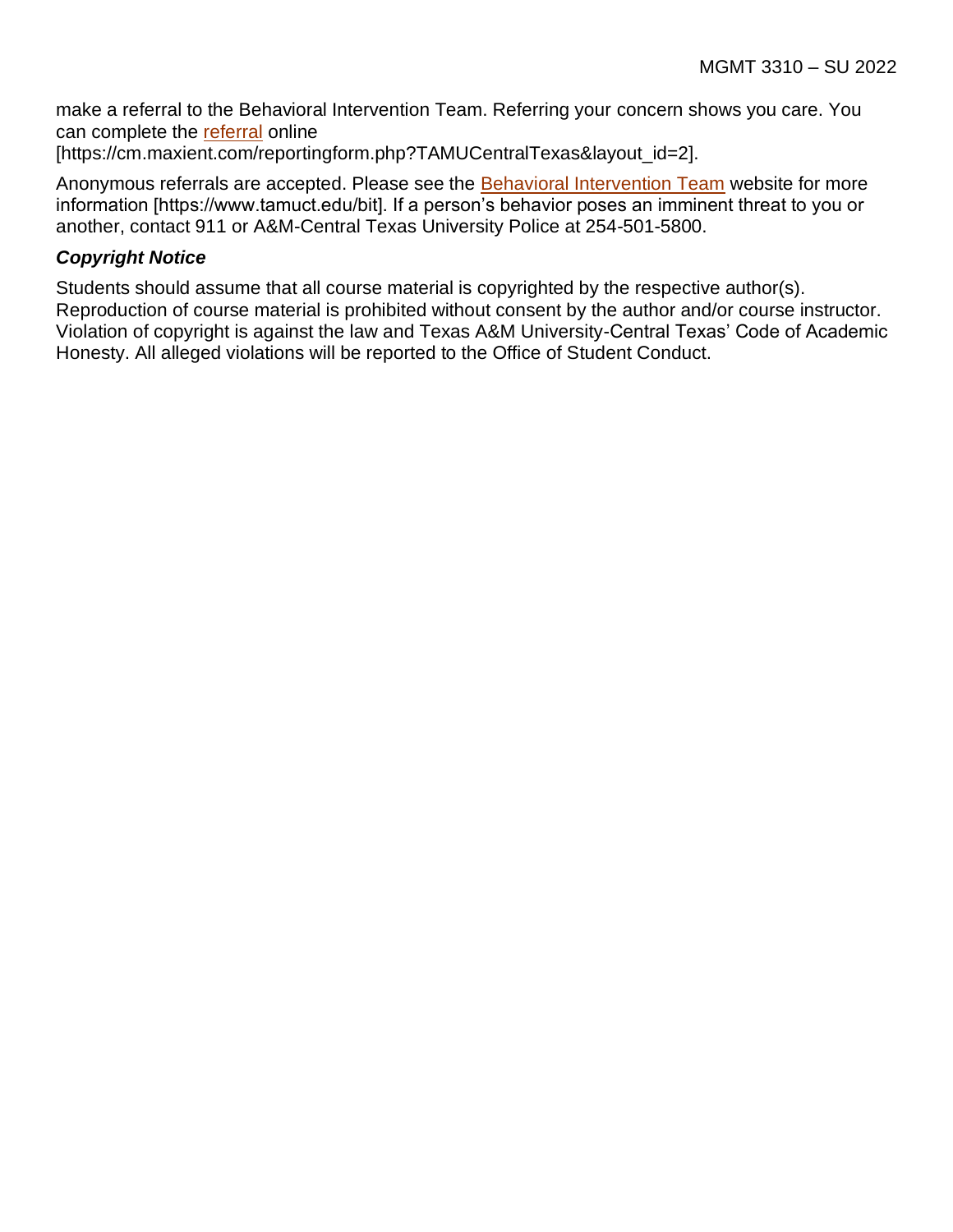make a referral to the Behavioral Intervention Team. Referring your concern shows you care. You can complete the referral online [https://cm.maxient.com/reportingform.php?TAMUCentralTexas&layout_id=2].

Anonymous referrals are accepted. Please see the Behavioral Intervention Team website for more information [https://www.tamuct.edu/bit]. If a person's behavior poses an imminent threat to you or another, contact 911 or A&M-Central Texas University Police at 254-501-5800.

### *Copyright Notice*

Students should assume that all course material is copyrighted by the respective author(s). Reproduction of course material is prohibited without consent by the author and/or course instructor. Violation of copyright is against the law and Texas A&M University-Central Texas' Code of Academic Honesty. All alleged violations will be reported to the Office of Student Conduct.